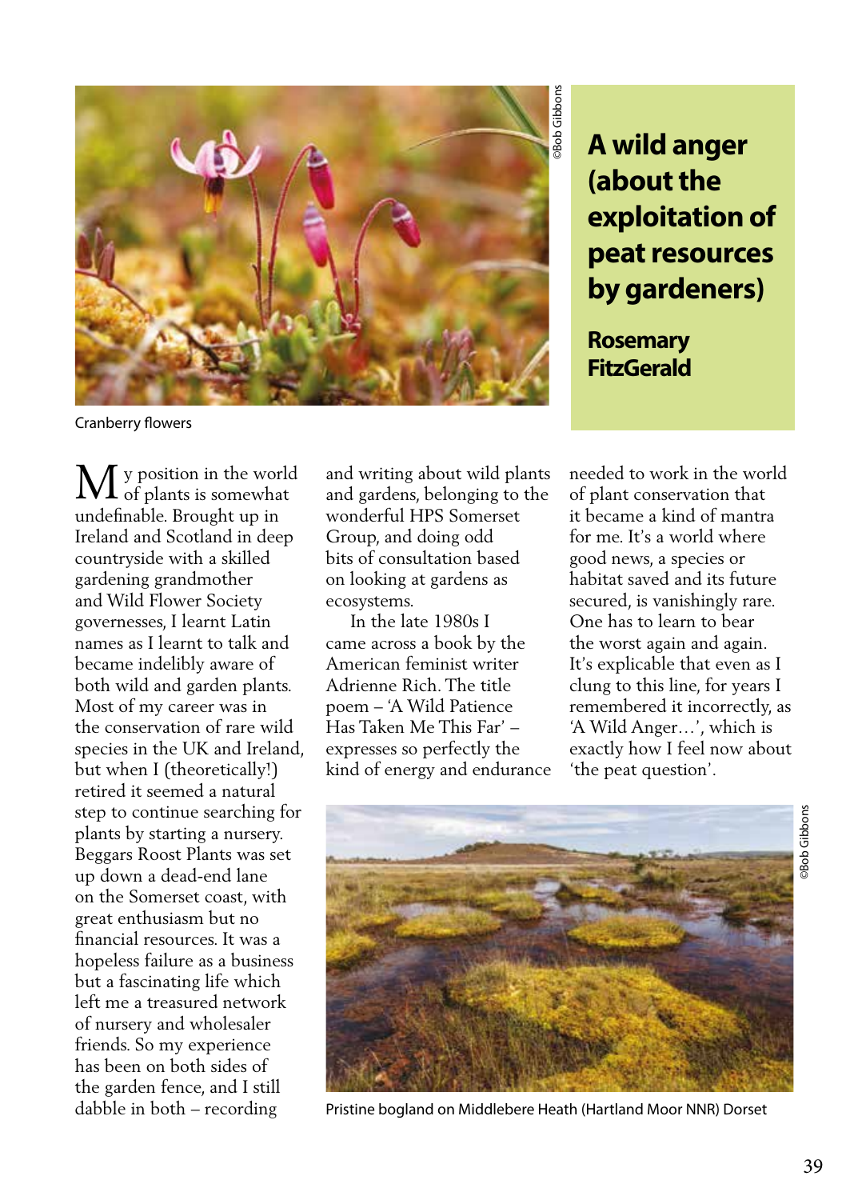Cranberry flowers

# A wild anger (about the exploitation of peat resources by gardeners)

**Rosemary FitzGerald**

My position in the world of plants is somewhat undefinable. Brought up in Ireland and Scotland in deep countryside with a skilled gardening grandmother and Wild Flower Society governesses, I learnt Latin names as I learnt to talk and became indelibly aware of both wild and garden plants. Most of my career was in the conservation of rare wild species in the UK and Ireland, but when I (theoretically!) retired it seemed a natural step to continue searching for plants by starting a nursery. Beggars Roost Plants was set up down a dead-end lane on the Somerset coast, with great enthusiasm but no financial resources. It was a hopeless failure as a business but a fascinating life which left me a treasured network of nursery and wholesaler friends. So my experience has been on both sides of the garden fence, and I still dabble in both – recording and writing about wild plants and gardens, belonging to the wonderful HPS Somerset Group, and doing odd bits of consultation based on looking at gardens as ecosystems.

In the late 1980s I came across a book by the American feminist writer Adrienne Rich. The title poem – 'A Wild Patience Has Taken Me This Far' – expresses so perfectly the kind of energy and endurance needed to work in the world of plant conservation that it became a kind of mantra for me. It's a world where good news, a species or habitat saved and its future secured, is vanishingly rare. One has to learn to bear the worst again and again. It's explicable that even as I clung to this line, for years I remembered it incorrectly, as 'A Wild Anger…', which is exactly how I feel now about 'the peat question'.

Pristine bogland on Middlebere Heath (Hartland Moor NNR) Dorset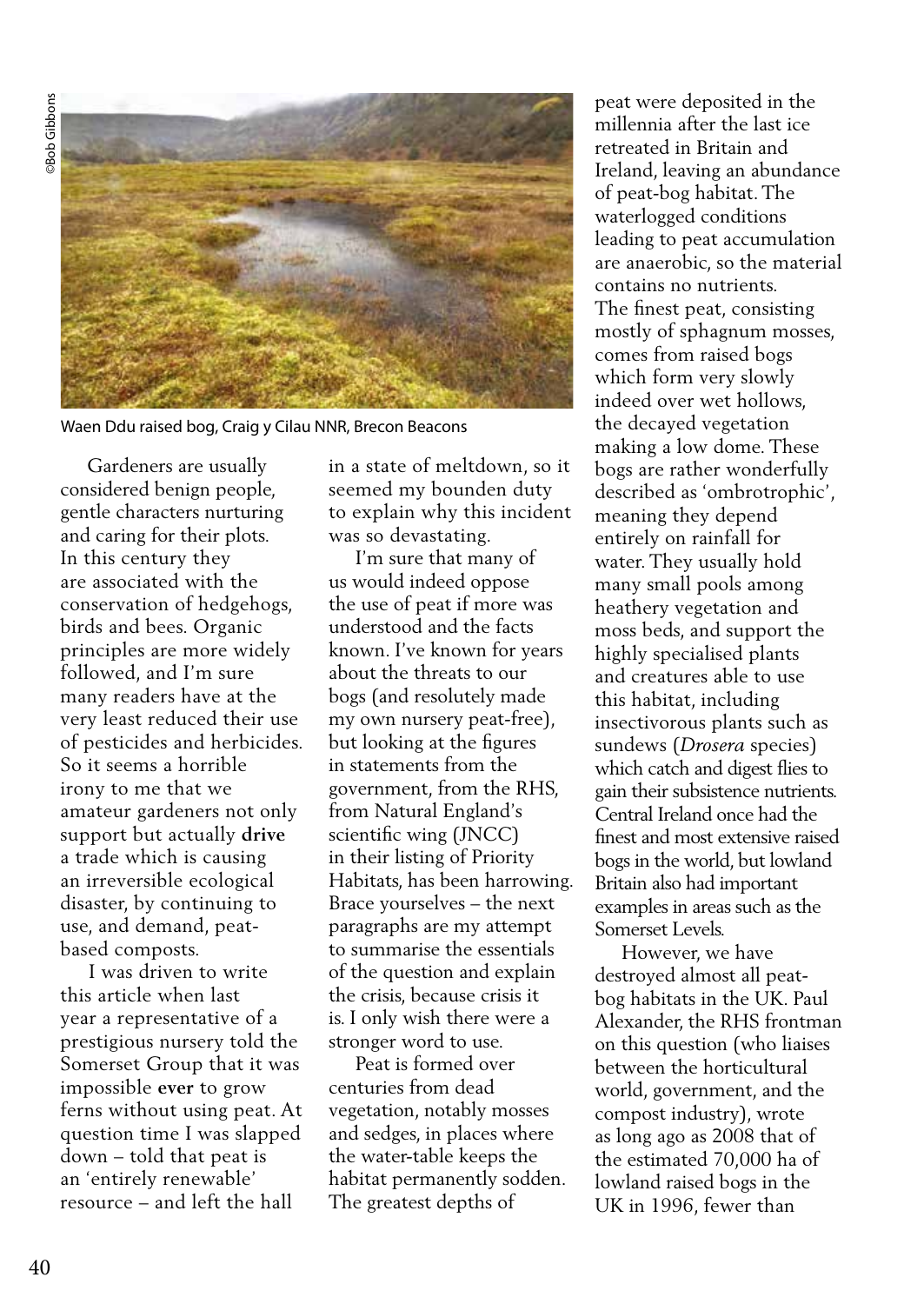©Bob Gibbons

Waen Ddu raised bog, Craig y Cilau NNR, Brecon Beacons

Gardeners are usually considered benign people, gentle characters nurturing and caring for their plots. In this century they are associated with the conservation of hedgehogs, birds and bees. Organic principles are more widely followed, and I'm sure many readers have at the very least reduced their use of pesticides and herbicides. So it seems a horrible irony to me that we amateur gardeners not only support but actually **drive** a trade which is causing an irreversible ecological disaster, by continuing to use, and demand, peat-based composts.

I was driven to write this article when last year a representative of a prestigious nursery told the Somerset Group that it was impossible **ever** to grow ferns without using peat. At question time I was slapped down – told that peat is an 'entirely renewable' resource – and left the hall in a state of meltdown, so it seemed my bounden duty to explain why this incident was so devastating.

I'm sure that many of us would indeed oppose the use of peat if more was understood and the facts known. I've known for years about the threats to our bogs (and resolutely made my own nursery peat-free), but looking at the figures in statements from the government, from the RHS, from Natural England's scientific wing (JNCC) in their listing of Priority Habitats, has been harrowing. Brace yourselves – the next paragraphs are my attempt to summarise the essentials of the question and explain the crisis, because crisis it is. I only wish there were a stronger word to use.

Peat is formed over centuries from dead vegetation, notably mosses and sedges, in places where the water-table keeps the habitat permanently sodden. The greatest depths of peat were deposited in the millennia after the last ice retreated in Britain and Ireland, leaving an abundance of peat-bog habitat. The waterlogged conditions leading to peat accumulation are anaerobic, so the material contains no nutrients. The finest peat, consisting mostly of sphagnum mosses, comes from raised bogs which form very slowly indeed over wet hollows, the decayed vegetation making a low dome. These bogs are rather wonderfully described as 'ombrotrophic', meaning they depend entirely on rainfall for water. They usually hold many small pools among heathery vegetation and moss beds, and support the highly specialised plants and creatures able to use this habitat, including insectivorous plants such as sundews (*Drosera* species) which catch and digest flies to gain their subsistence nutrients. Central Ireland once had the finest and most extensive raised bogs in the world, but lowland Britain also had important examples in areas such as the Somerset Levels.

However, we have destroyed almost all peat-bog habitats in the UK. Paul Alexander, the RHS frontman on this question (who liaises between the horticultural world, government, and the compost industry), wrote as long ago as 2008 that of the estimated 70,000 ha of lowland raised bogs in the UK in 1996, fewer than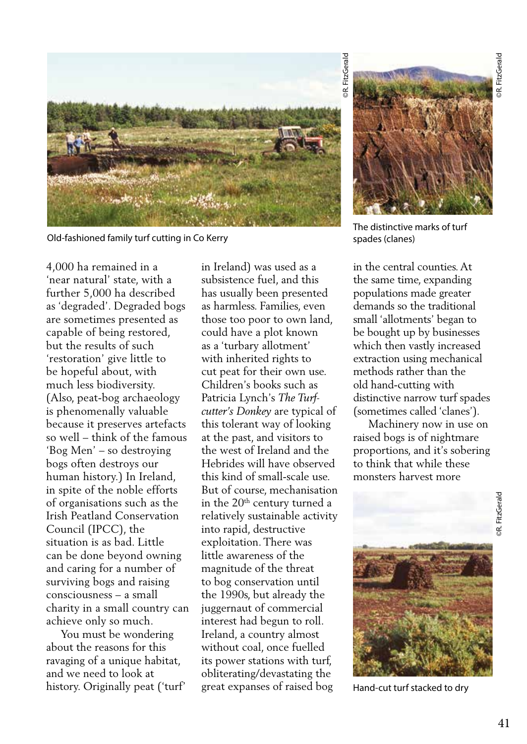Old-fashioned family turf cutting in Co Kerry

The distinctive marks of turf spades (clanes)

4,000 ha remained in a 'near natural' state, with a further 5,000 ha described as 'degraded'. Degraded bogs are sometimes presented as capable of being restored, but the results of such 'restoration' give little to be hopeful about, with much less biodiversity. (Also, peat-bog archaeology is phenomenally valuable because it preserves artefacts so well – think of the famous 'Bog Men' – so destroying bogs often destroys our human history.) In Ireland, in spite of the noble efforts of organisations such as the Irish Peatland Conservation Council (IPCC), the situation is as bad. Little can be done beyond owning and caring for a number of surviving bogs and raising consciousness – a small charity in a small country can achieve only so much.

You must be wondering about the reasons for this ravaging of a unique habitat, and we need to look at history. Originally peat ('turf' in Ireland) was used as a subsistence fuel, and this has usually been presented as harmless. Families, even those too poor to own land, could have a plot known as a 'turbary allotment' with inherited rights to cut peat for their own use. Children's books such as Patricia Lynch's *The Turf-cutter's Donkey* are typical of this tolerant way of looking at the past, and visitors to the west of Ireland and the Hebrides will have observed this kind of small-scale use. But of course, mechanisation in the 20th century turned a relatively sustainable activity into rapid, destructive exploitation. There was little awareness of the magnitude of the threat to bog conservation until the 1990s, but already the juggernaut of commercial interest had begun to roll. Ireland, a country almost without coal, once fuelled its power stations with turf, obliterating/devastating the great expanses of raised bog in the central counties. At the same time, expanding populations made greater demands so the traditional small 'allotments' began to be bought up by businesses which then vastly increased extraction using mechanical methods rather than the old hand-cutting with distinctive narrow turf spades (sometimes called 'clanes').

Machinery now in use on raised bogs is of nightmare proportions, and it's sobering to think that while these monsters harvest more

Hand-cut turf stacked to dry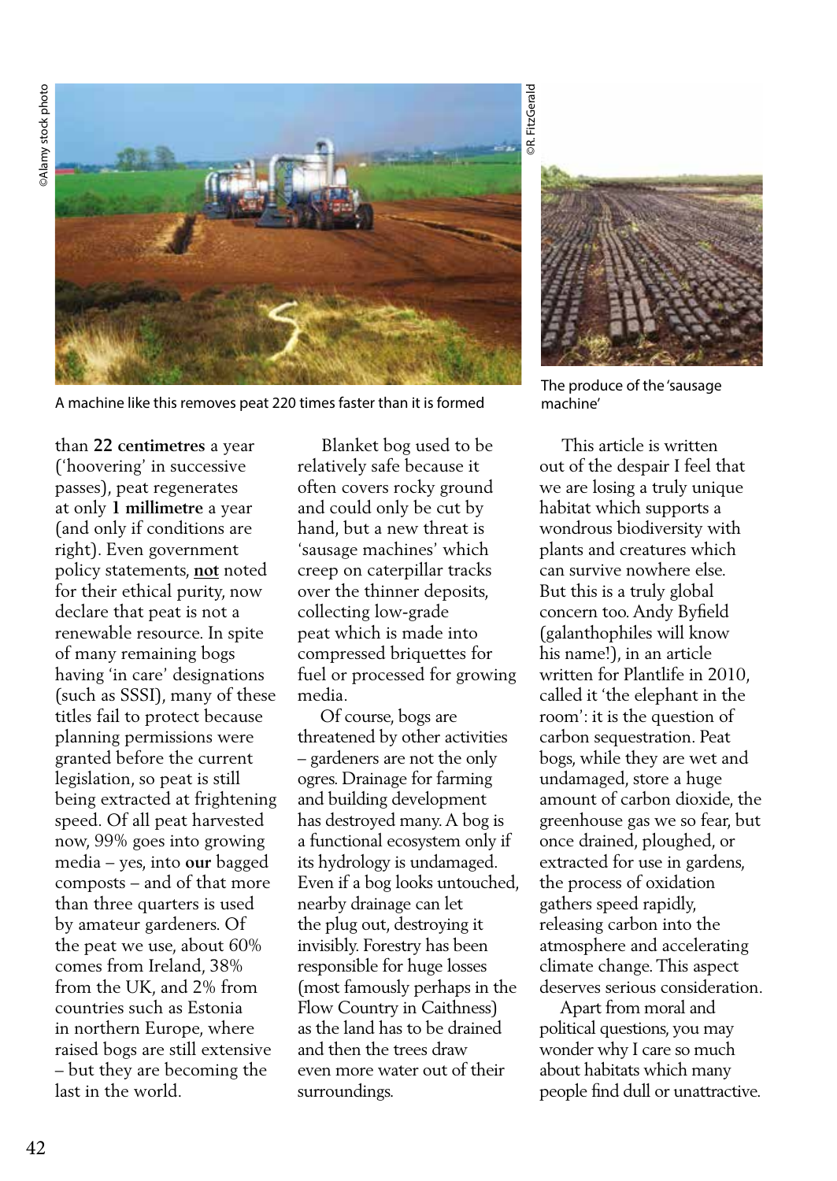A machine like this removes peat 220 times faster than it is formed

The produce of the 'sausage machine'

than **22 centimetres** a year ('hoovering' in successive passes), peat regenerates at only **1 millimetre** a year (and only if conditions are right). Even government policy statements, **not** noted for their ethical purity, now declare that peat is not a renewable resource. In spite of many remaining bogs having 'in care' designations (such as SSSI), many of these titles fail to protect because planning permissions were granted before the current legislation, so peat is still being extracted at frightening speed. Of all peat harvested now, 99% goes into growing media – yes, into **our** bagged composts – and of that more than three quarters is used by amateur gardeners. Of the peat we use, about 60% comes from Ireland, 38% from the UK, and 2% from countries such as Estonia in northern Europe, where raised bogs are still extensive – but they are becoming the last in the world.

Blanket bog used to be relatively safe because it often covers rocky ground and could only be cut by hand, but a new threat is 'sausage machines' which creep on caterpillar tracks over the thinner deposits, collecting low-grade peat which is made into compressed briquettes for fuel or processed for growing media.

Of course, bogs are threatened by other activities – gardeners are not the only ogres. Drainage for farming and building development has destroyed many. A bog is a functional ecosystem only if its hydrology is undamaged. Even if a bog looks untouched, nearby drainage can let the plug out, destroying it invisibly. Forestry has been responsible for huge losses (most famously perhaps in the Flow Country in Caithness) as the land has to be drained and then the trees draw even more water out of their surroundings.

This article is written out of the despair I feel that we are losing a truly unique habitat which supports a wondrous biodiversity with plants and creatures which can survive nowhere else. But this is a truly global concern too. Andy Byfield (galanthophiles will know his name!), in an article written for Plantlife in 2010, called it 'the elephant in the room': it is the question of carbon sequestration. Peat bogs, while they are wet and undamaged, store a huge amount of carbon dioxide, the greenhouse gas we so fear, but once drained, ploughed, or extracted for use in gardens, the process of oxidation gathers speed rapidly, releasing carbon into the atmosphere and accelerating climate change. This aspect deserves serious consideration.

Apart from moral and political questions, you may wonder why I care so much about habitats which many people find dull or unattractive.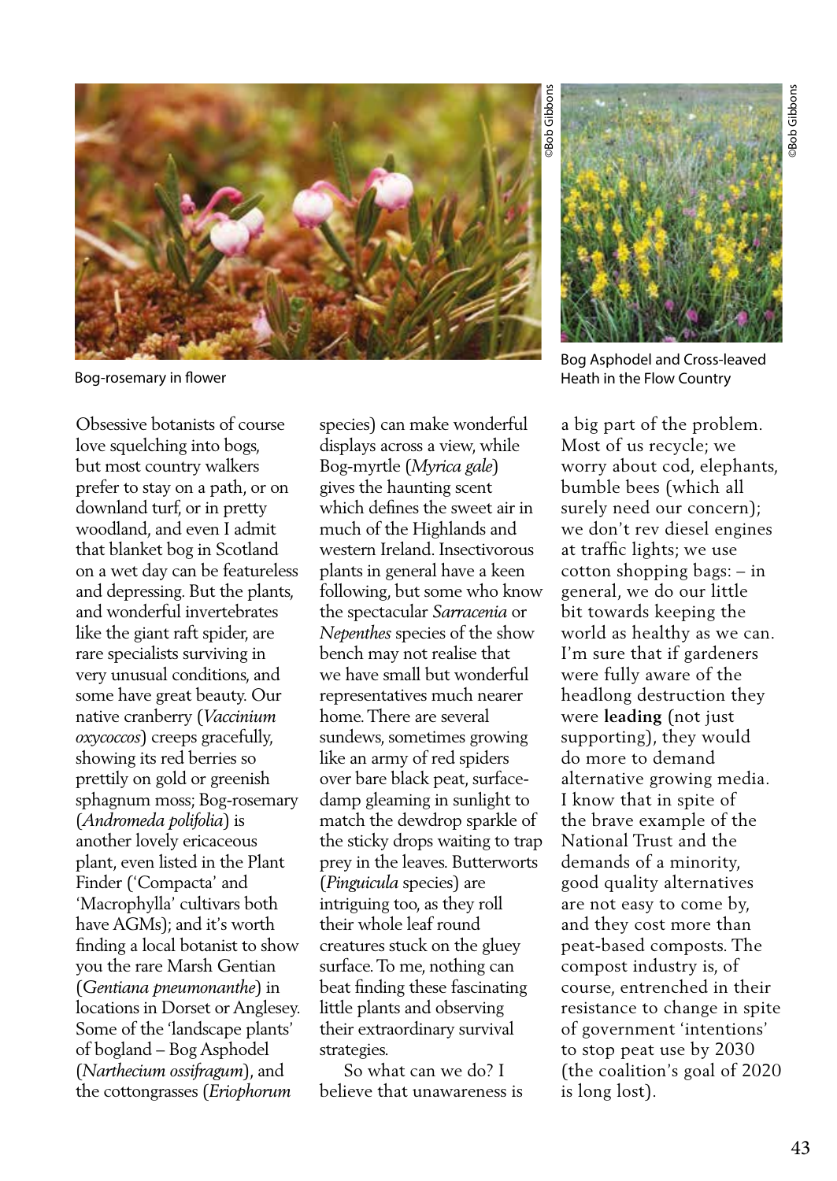Bog-rosemary in flower

Bog Asphodel and Cross-leaved Heath in the Flow Country

Obsessive botanists of course love squelching into bogs, but most country walkers prefer to stay on a path, or on downland turf, or in pretty woodland, and even I admit that blanket bog in Scotland on a wet day can be featureless and depressing. But the plants, and wonderful invertebrates like the giant raft spider, are rare specialists surviving in very unusual conditions, and some have great beauty. Our native cranberry (*Vaccinium oxycoccos*) creeps gracefully, showing its red berries so prettily on gold or greenish sphagnum moss; Bog-rosemary (*Andromeda polifolia*) is another lovely ericaceous plant, even listed in the Plant Finder ('Compacta' and 'Macrophylla' cultivars both have AGMs); and it's worth finding a local botanist to show you the rare Marsh Gentian (*Gentiana pneumonanthe*) in locations in Dorset or Anglesey. Some of the 'landscape plants' of bogland – Bog Asphodel (*Narthecium ossifragum*), and the cottongrasses (*Eriophorum* species) can make wonderful displays across a view, while Bog-myrtle (*Myrica gale*) gives the haunting scent which defines the sweet air in much of the Highlands and western Ireland. Insectivorous plants in general have a keen following, but some who know the spectacular *Sarracenia* or *Nepenthes* species of the show bench may not realise that we have small but wonderful representatives much nearer home. There are several sundews, sometimes growing like an army of red spiders over bare black peat, surface-damp gleaming in sunlight to match the dewdrop sparkle of the sticky drops waiting to trap prey in the leaves. Butterworts (*Pinguicula* species) are intriguing too, as they roll their whole leaf round creatures stuck on the gluey surface. To me, nothing can beat finding these fascinating little plants and observing their extraordinary survival strategies.

So what can we do? I believe that unawareness is a big part of the problem. Most of us recycle; we worry about cod, elephants, bumble bees (which all surely need our concern); we don't rev diesel engines at traffic lights; we use cotton shopping bags: – in general, we do our little bit towards keeping the world as healthy as we can. I'm sure that if gardeners were fully aware of the headlong destruction they were **leading** (not just supporting), they would do more to demand alternative growing media. I know that in spite of the brave example of the National Trust and the demands of a minority, good quality alternatives are not easy to come by, and they cost more than peat-based composts. The compost industry is, of course, entrenched in their resistance to change in spite of government 'intentions' to stop peat use by 2030 (the coalition's goal of 2020 is long lost).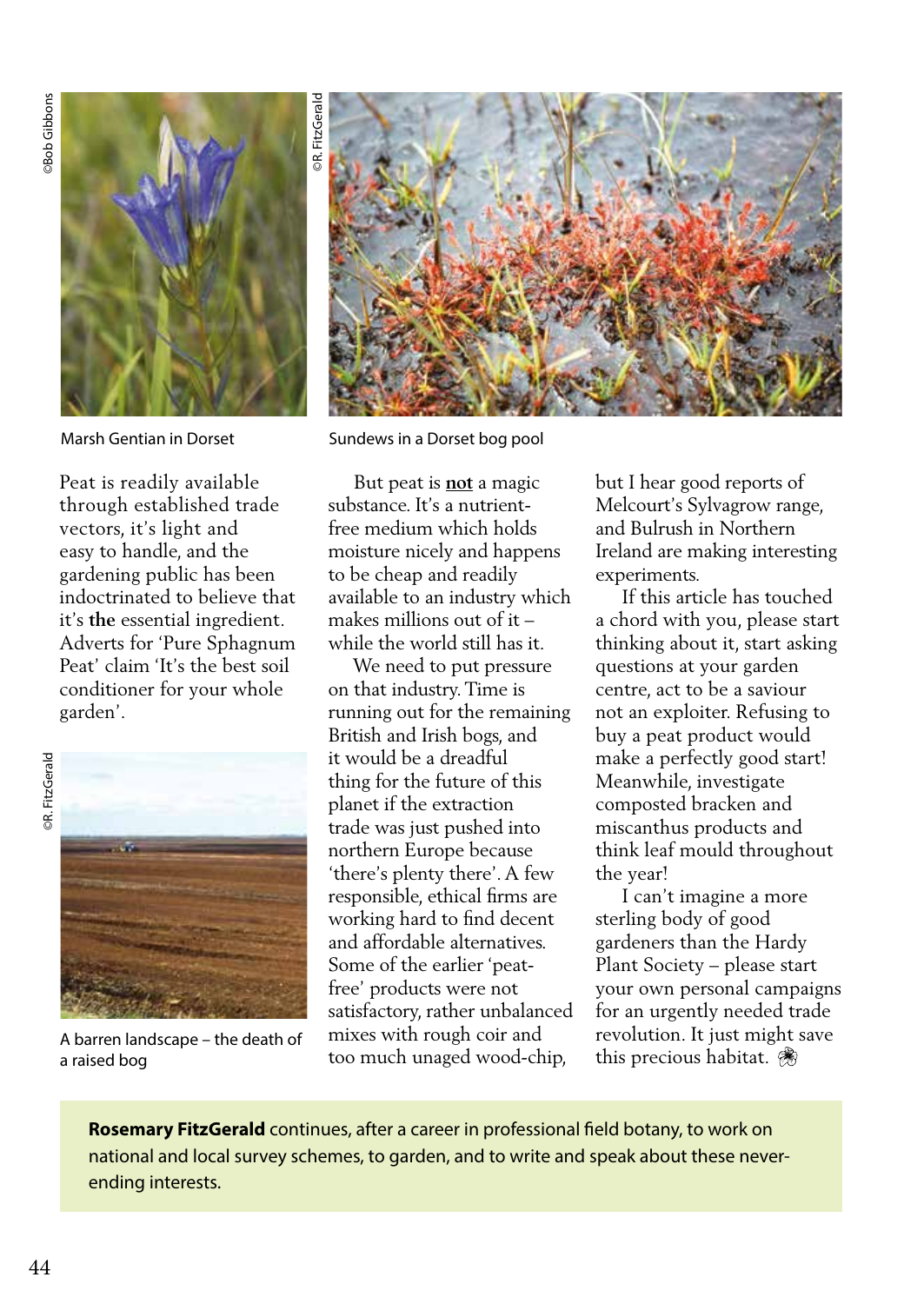Marsh Gentian in Dorset

Sundews in a Dorset bog pool

Peat is readily available through established trade vectors, it's light and easy to handle, and the gardening public has been indoctrinated to believe that it's **the** essential ingredient. Adverts for 'Pure Sphagnum Peat' claim 'It's the best soil conditioner for your whole garden'.

A barren landscape – the death of a raised bog

But peat is **not** a magic substance. It's a nutrient-free medium which holds moisture nicely and happens to be cheap and readily available to an industry which makes millions out of it – while the world still has it.

We need to put pressure on that industry. Time is running out for the remaining British and Irish bogs, and it would be a dreadful thing for the future of this planet if the extraction trade was just pushed into northern Europe because 'there's plenty there'. A few responsible, ethical firms are working hard to find decent and affordable alternatives. Some of the earlier 'peat-free' products were not satisfactory, rather unbalanced mixes with rough coir and too much unaged wood-chip, but I hear good reports of Melcourt's Sylvagrow range, and Bulrush in Northern Ireland are making interesting experiments.

If this article has touched a chord with you, please start thinking about it, start asking questions at your garden centre, act to be a saviour not an exploiter. Refusing to buy a peat product would make a perfectly good start! Meanwhile, investigate composted bracken and miscanthus products and think leaf mould throughout the year!

I can't imagine a more sterling body of good gardeners than the Hardy Plant Society – please start your own personal campaigns for an urgently needed trade revolution. It just might save this precious habitat.

**Rosemary FitzGerald** continues, after a career in professional field botany, to work on national and local survey schemes, to garden, and to write and speak about these never-ending interests.